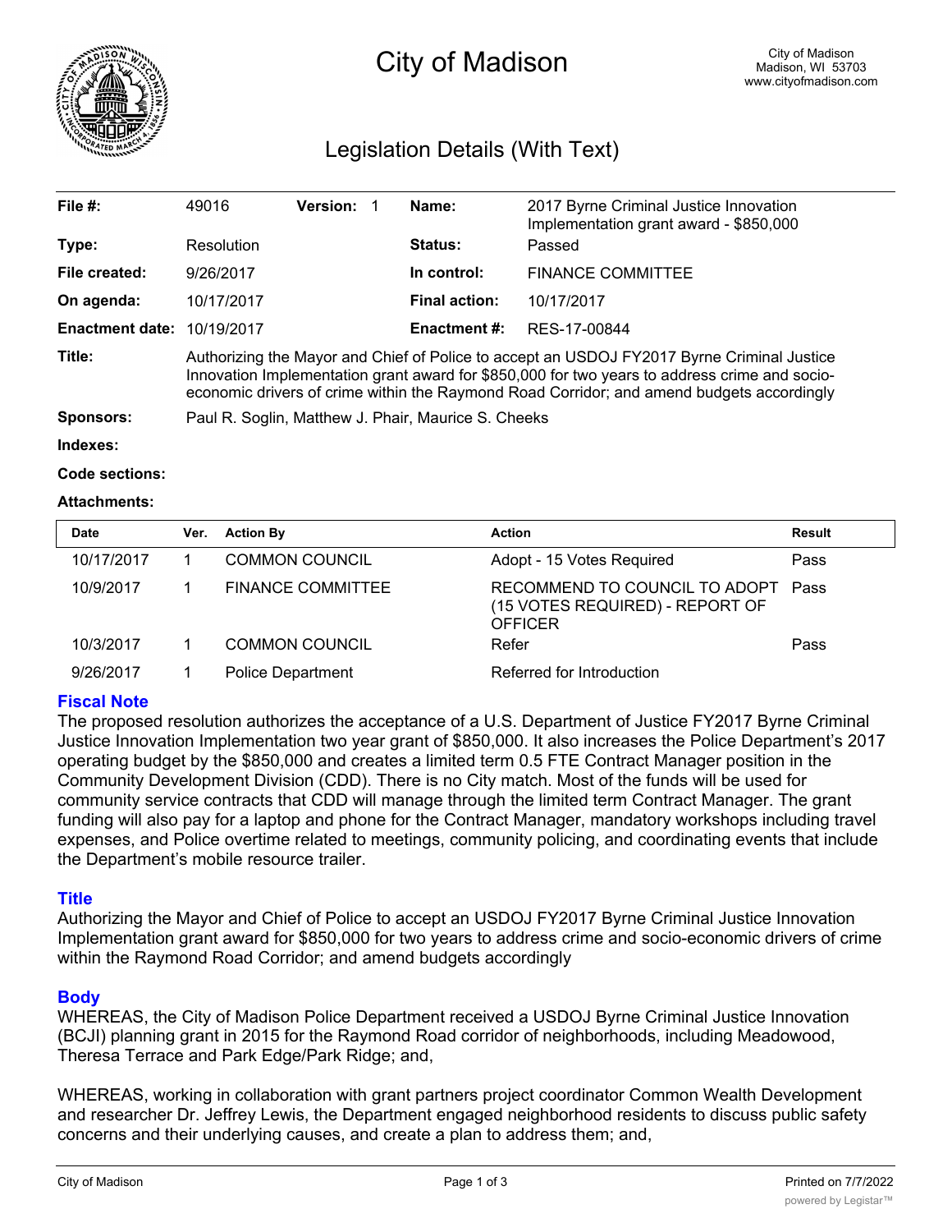# City of Madison

City of Madison
Madison, WI 53703
www.cityofmadison.com

## Legislation Details (With Text)

| | | | | | |
|---|---|---|---|---|---|
| **File #:** | 49016 | **Version:** 1 | | **Name:** | 2017 Byrne Criminal Justice Innovation Implementation grant award - $850,000 |
| **Type:** | Resolution | | | **Status:** | Passed |
| **File created:** | 9/26/2017 | | | **In control:** | FINANCE COMMITTEE |
| **On agenda:** | 10/17/2017 | | | **Final action:** | 10/17/2017 |
| **Enactment date:** | 10/19/2017 | | | **Enactment #:** | RES-17-00844 |

**Title:** Authorizing the Mayor and Chief of Police to accept an USDOJ FY2017 Byrne Criminal Justice Innovation Implementation grant award for $850,000 for two years to address crime and socio-economic drivers of crime within the Raymond Road Corridor; and amend budgets accordingly

**Sponsors:** Paul R. Soglin, Matthew J. Phair, Maurice S. Cheeks

**Indexes:**

**Code sections:**

**Attachments:**

| Date | Ver. | Action By | Action | Result |
|---|---|---|---|---|
| 10/17/2017 | 1 | COMMON COUNCIL | Adopt - 15 Votes Required | Pass |
| 10/9/2017 | 1 | FINANCE COMMITTEE | RECOMMEND TO COUNCIL TO ADOPT (15 VOTES REQUIRED) - REPORT OF OFFICER | Pass |
| 10/3/2017 | 1 | COMMON COUNCIL | Refer | Pass |
| 9/26/2017 | 1 | Police Department | Referred for Introduction | |

### Fiscal Note

The proposed resolution authorizes the acceptance of a U.S. Department of Justice FY2017 Byrne Criminal Justice Innovation Implementation two year grant of $850,000. It also increases the Police Department's 2017 operating budget by the $850,000 and creates a limited term 0.5 FTE Contract Manager position in the Community Development Division (CDD). There is no City match. Most of the funds will be used for community service contracts that CDD will manage through the limited term Contract Manager. The grant funding will also pay for a laptop and phone for the Contract Manager, mandatory workshops including travel expenses, and Police overtime related to meetings, community policing, and coordinating events that include the Department's mobile resource trailer.

### Title

Authorizing the Mayor and Chief of Police to accept an USDOJ FY2017 Byrne Criminal Justice Innovation Implementation grant award for $850,000 for two years to address crime and socio-economic drivers of crime within the Raymond Road Corridor; and amend budgets accordingly

### Body

WHEREAS, the City of Madison Police Department received a USDOJ Byrne Criminal Justice Innovation (BCJI) planning grant in 2015 for the Raymond Road corridor of neighborhoods, including Meadowood, Theresa Terrace and Park Edge/Park Ridge; and,

WHEREAS, working in collaboration with grant partners project coordinator Common Wealth Development and researcher Dr. Jeffrey Lewis, the Department engaged neighborhood residents to discuss public safety concerns and their underlying causes, and create a plan to address them; and,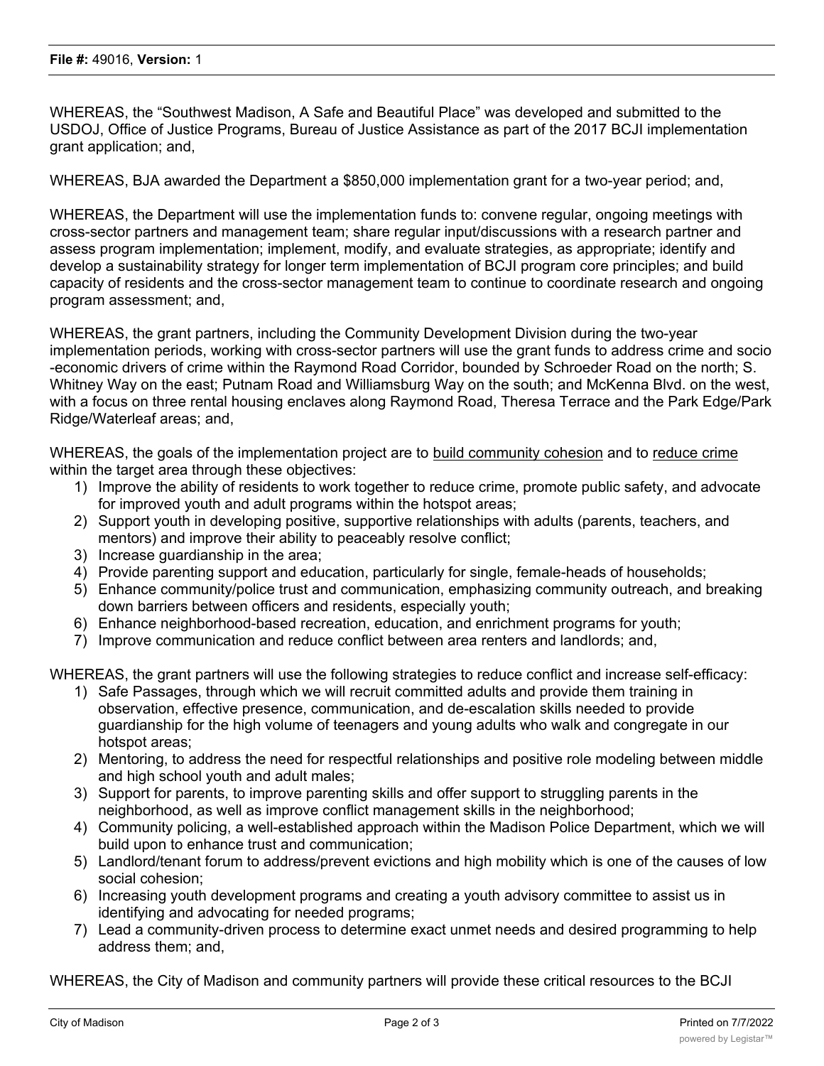**File #:** 49016, **Version:** 1

WHEREAS, the "Southwest Madison, A Safe and Beautiful Place" was developed and submitted to the USDOJ, Office of Justice Programs, Bureau of Justice Assistance as part of the 2017 BCJI implementation grant application; and,

WHEREAS, BJA awarded the Department a $850,000 implementation grant for a two-year period; and,

WHEREAS, the Department will use the implementation funds to: convene regular, ongoing meetings with cross-sector partners and management team; share regular input/discussions with a research partner and assess program implementation; implement, modify, and evaluate strategies, as appropriate; identify and develop a sustainability strategy for longer term implementation of BCJI program core principles; and build capacity of residents and the cross-sector management team to continue to coordinate research and ongoing program assessment; and,

WHEREAS, the grant partners, including the Community Development Division during the two-year implementation periods, working with cross-sector partners will use the grant funds to address crime and socio-economic drivers of crime within the Raymond Road Corridor, bounded by Schroeder Road on the north; S. Whitney Way on the east; Putnam Road and Williamsburg Way on the south; and McKenna Blvd. on the west, with a focus on three rental housing enclaves along Raymond Road, Theresa Terrace and the Park Edge/Park Ridge/Waterleaf areas; and,

WHEREAS, the goals of the implementation project are to <u>build community cohesion</u> and to <u>reduce crime</u> within the target area through these objectives:

1) Improve the ability of residents to work together to reduce crime, promote public safety, and advocate for improved youth and adult programs within the hotspot areas;
2) Support youth in developing positive, supportive relationships with adults (parents, teachers, and mentors) and improve their ability to peaceably resolve conflict;
3) Increase guardianship in the area;
4) Provide parenting support and education, particularly for single, female-heads of households;
5) Enhance community/police trust and communication, emphasizing community outreach, and breaking down barriers between officers and residents, especially youth;
6) Enhance neighborhood-based recreation, education, and enrichment programs for youth;
7) Improve communication and reduce conflict between area renters and landlords; and,

WHEREAS, the grant partners will use the following strategies to reduce conflict and increase self-efficacy:

1) Safe Passages, through which we will recruit committed adults and provide them training in observation, effective presence, communication, and de-escalation skills needed to provide guardianship for the high volume of teenagers and young adults who walk and congregate in our hotspot areas;
2) Mentoring, to address the need for respectful relationships and positive role modeling between middle and high school youth and adult males;
3) Support for parents, to improve parenting skills and offer support to struggling parents in the neighborhood, as well as improve conflict management skills in the neighborhood;
4) Community policing, a well-established approach within the Madison Police Department, which we will build upon to enhance trust and communication;
5) Landlord/tenant forum to address/prevent evictions and high mobility which is one of the causes of low social cohesion;
6) Increasing youth development programs and creating a youth advisory committee to assist us in identifying and advocating for needed programs;
7) Lead a community-driven process to determine exact unmet needs and desired programming to help address them; and,

WHEREAS, the City of Madison and community partners will provide these critical resources to the BCJI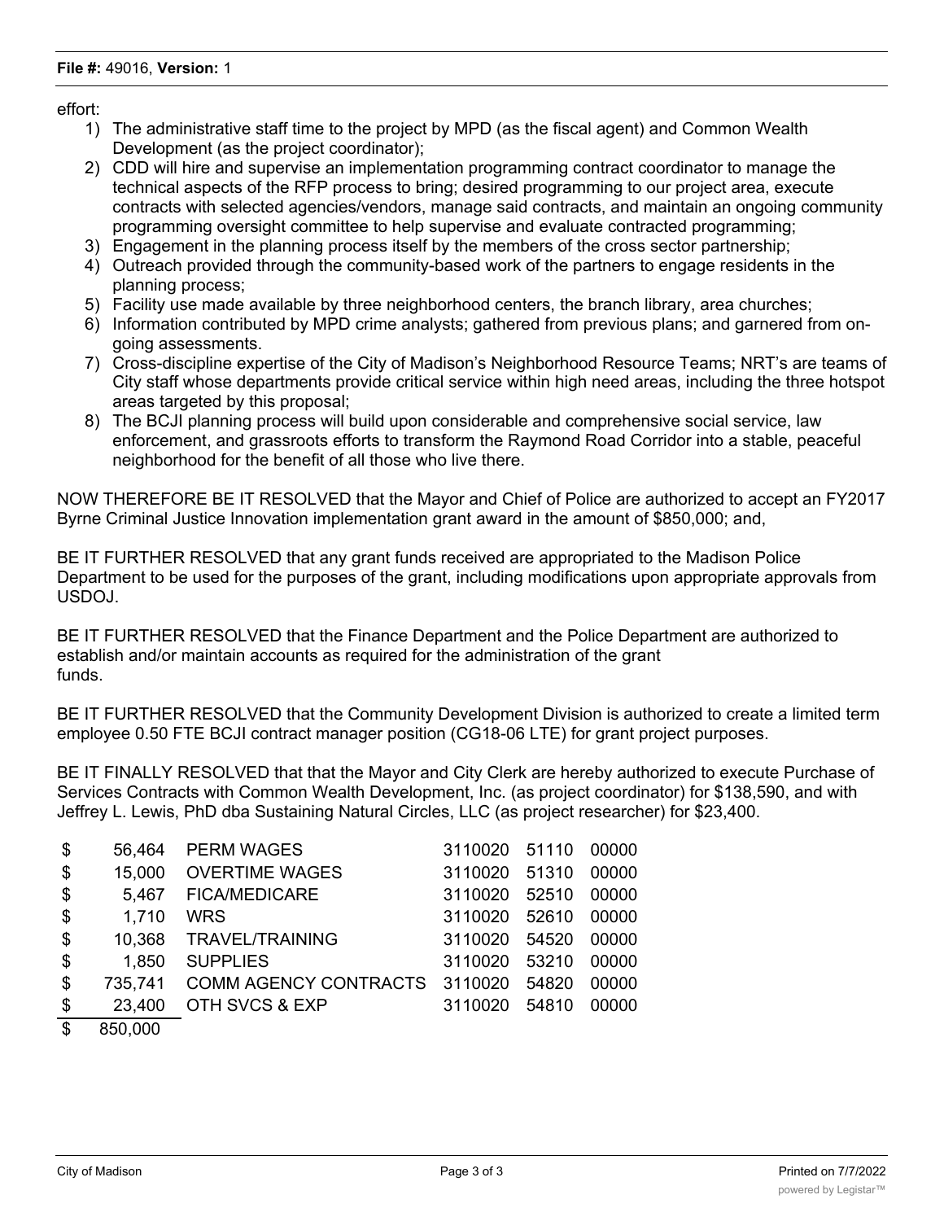effort:

1) The administrative staff time to the project by MPD (as the fiscal agent) and Common Wealth Development (as the project coordinator);
2) CDD will hire and supervise an implementation programming contract coordinator to manage the technical aspects of the RFP process to bring; desired programming to our project area, execute contracts with selected agencies/vendors, manage said contracts, and maintain an ongoing community programming oversight committee to help supervise and evaluate contracted programming;
3) Engagement in the planning process itself by the members of the cross sector partnership;
4) Outreach provided through the community-based work of the partners to engage residents in the planning process;
5) Facility use made available by three neighborhood centers, the branch library, area churches;
6) Information contributed by MPD crime analysts; gathered from previous plans; and garnered from on-going assessments.
7) Cross-discipline expertise of the City of Madison's Neighborhood Resource Teams; NRT's are teams of City staff whose departments provide critical service within high need areas, including the three hotspot areas targeted by this proposal;
8) The BCJI planning process will build upon considerable and comprehensive social service, law enforcement, and grassroots efforts to transform the Raymond Road Corridor into a stable, peaceful neighborhood for the benefit of all those who live there.

NOW THEREFORE BE IT RESOLVED that the Mayor and Chief of Police are authorized to accept an FY2017 Byrne Criminal Justice Innovation implementation grant award in the amount of $850,000; and,

BE IT FURTHER RESOLVED that any grant funds received are appropriated to the Madison Police Department to be used for the purposes of the grant, including modifications upon appropriate approvals from USDOJ.

BE IT FURTHER RESOLVED that the Finance Department and the Police Department are authorized to establish and/or maintain accounts as required for the administration of the grant funds.

BE IT FURTHER RESOLVED that the Community Development Division is authorized to create a limited term employee 0.50 FTE BCJI contract manager position (CG18-06 LTE) for grant project purposes.

BE IT FINALLY RESOLVED that that the Mayor and City Clerk are hereby authorized to execute Purchase of Services Contracts with Common Wealth Development, Inc. (as project coordinator) for $138,590, and with Jeffrey L. Lewis, PhD dba Sustaining Natural Circles, LLC (as project researcher) for $23,400.

| | | | | | |
|---|---|---|---|---|---|
| $ | 56,464 | PERM WAGES | 3110020 | 51110 | 00000 |
| $ | 15,000 | OVERTIME WAGES | 3110020 | 51310 | 00000 |
| $ | 5,467 | FICA/MEDICARE | 3110020 | 52510 | 00000 |
| $ | 1,710 | WRS | 3110020 | 52610 | 00000 |
| $ | 10,368 | TRAVEL/TRAINING | 3110020 | 54520 | 00000 |
| $ | 1,850 | SUPPLIES | 3110020 | 53210 | 00000 |
| $ | 735,741 | COMM AGENCY CONTRACTS | 3110020 | 54820 | 00000 |
| $ | 23,400 | OTH SVCS & EXP | 3110020 | 54810 | 00000 |
| $ | 850,000 | | | | |